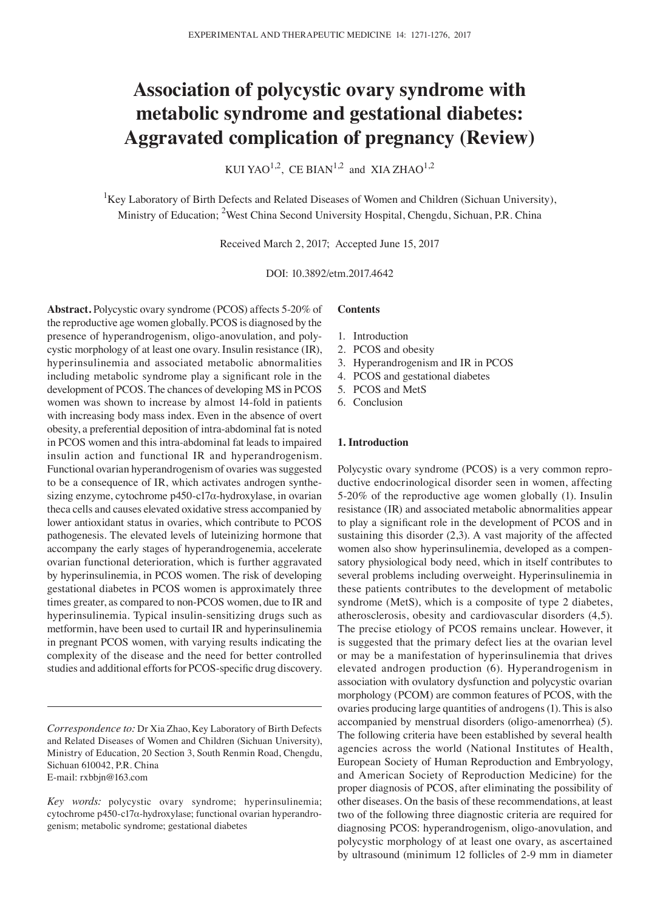# Association of polycystic ovary syndrome with metabolic syndrome and gestational diabetes: Aggravated complication of pregnancy (Review)

KUI YAO[1,2], CE BIAN[1,2] and XIA ZHAO[1,2]

[1]Key Laboratory of Birth Defects and Related Diseases of Women and Children (Sichuan University), Ministry of Education; [2]West China Second University Hospital, Chengdu, Sichuan, P.R. China

Received March 2, 2017; Accepted June 15, 2017

DOI: 10.3892/etm.2017.4642

**Abstract.** Polycystic ovary syndrome (PCOS) affects 5-20% of the reproductive age women globally. PCOS is diagnosed by the presence of hyperandrogenism, oligo-anovulation, and polycystic morphology of at least one ovary. Insulin resistance (IR), hyperinsulinemia and associated metabolic abnormalities including metabolic syndrome play a significant role in the development of PCOS. The chances of developing MS in PCOS women was shown to increase by almost 14-fold in patients with increasing body mass index. Even in the absence of overt obesity, a preferential deposition of intra-abdominal fat is noted in PCOS women and this intra-abdominal fat leads to impaired insulin action and functional IR and hyperandrogenism. Functional ovarian hyperandrogenism of ovaries was suggested to be a consequence of IR, which activates androgen synthesizing enzyme, cytochrome p450-c17α-hydroxylase, in ovarian theca cells and causes elevated oxidative stress accompanied by lower antioxidant status in ovaries, which contribute to PCOS pathogenesis. The elevated levels of luteinizing hormone that accompany the early stages of hyperandrogenemia, accelerate ovarian functional deterioration, which is further aggravated by hyperinsulinemia, in PCOS women. The risk of developing gestational diabetes in PCOS women is approximately three times greater, as compared to non-PCOS women, due to IR and hyperinsulinemia. Typical insulin-sensitizing drugs such as metformin, have been used to curtail IR and hyperinsulinemia in pregnant PCOS women, with varying results indicating the complexity of the disease and the need for better controlled studies and additional efforts for PCOS-specific drug discovery.

*Correspondence to:* Dr Xia Zhao, Key Laboratory of Birth Defects and Related Diseases of Women and Children (Sichuan University), Ministry of Education, 20 Section 3, South Renmin Road, Chengdu, Sichuan 610042, P.R. China
E-mail: rxbbjn@163.com

*Key words:* polycystic ovary syndrome; hyperinsulinemia; cytochrome p450-c17α-hydroxylase; functional ovarian hyperandrogenism; metabolic syndrome; gestational diabetes

**Contents**

1. Introduction
2. PCOS and obesity
3. Hyperandrogenism and IR in PCOS
4. PCOS and gestational diabetes
5. PCOS and MetS
6. Conclusion

## 1. Introduction

Polycystic ovary syndrome (PCOS) is a very common reproductive endocrinological disorder seen in women, affecting 5-20% of the reproductive age women globally (1). Insulin resistance (IR) and associated metabolic abnormalities appear to play a significant role in the development of PCOS and in sustaining this disorder (2,3). A vast majority of the affected women also show hyperinsulinemia, developed as a compensatory physiological body need, which in itself contributes to several problems including overweight. Hyperinsulinemia in these patients contributes to the development of metabolic syndrome (MetS), which is a composite of type 2 diabetes, atherosclerosis, obesity and cardiovascular disorders (4,5). The precise etiology of PCOS remains unclear. However, it is suggested that the primary defect lies at the ovarian level or may be a manifestation of hyperinsulinemia that drives elevated androgen production (6). Hyperandrogenism in association with ovulatory dysfunction and polycystic ovarian morphology (PCOM) are common features of PCOS, with the ovaries producing large quantities of androgens (1). This is also accompanied by menstrual disorders (oligo-amenorrhea) (5). The following criteria have been established by several health agencies across the world (National Institutes of Health, European Society of Human Reproduction and Embryology, and American Society of Reproduction Medicine) for the proper diagnosis of PCOS, after eliminating the possibility of other diseases. On the basis of these recommendations, at least two of the following three diagnostic criteria are required for diagnosing PCOS: hyperandrogenism, oligo-anovulation, and polycystic morphology of at least one ovary, as ascertained by ultrasound (minimum 12 follicles of 2-9 mm in diameter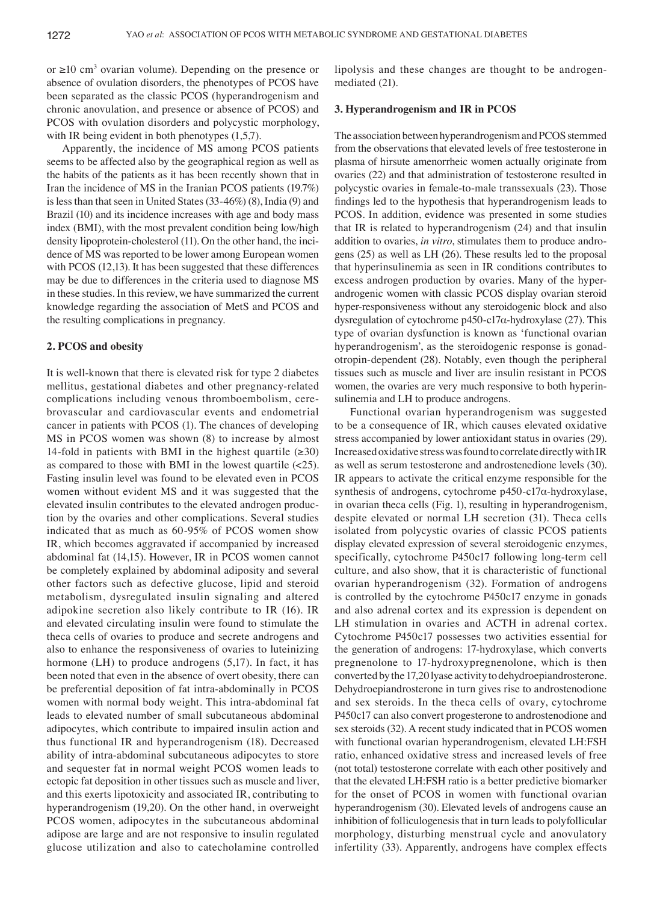or ≥10 $cm^3$ ovarian volume). Depending on the presence or absence of ovulation disorders, the phenotypes of PCOS have been separated as the classic PCOS (hyperandrogenism and chronic anovulation, and presence or absence of PCOS) and PCOS with ovulation disorders and polycystic morphology, with IR being evident in both phenotypes (1,5,7).

Apparently, the incidence of MS among PCOS patients seems to be affected also by the geographical region as well as the habits of the patients as it has been recently shown that in Iran the incidence of MS in the Iranian PCOS patients (19.7%) is less than that seen in United States (33-46%) (8), India (9) and Brazil (10) and its incidence increases with age and body mass index (BMI), with the most prevalent condition being low/high density lipoprotein-cholesterol (11). On the other hand, the incidence of MS was reported to be lower among European women with PCOS (12,13). It has been suggested that these differences may be due to differences in the criteria used to diagnose MS in these studies. In this review, we have summarized the current knowledge regarding the association of MetS and PCOS and the resulting complications in pregnancy.

## 2. PCOS and obesity

It is well-known that there is elevated risk for type 2 diabetes mellitus, gestational diabetes and other pregnancy-related complications including venous thromboembolism, cerebrovascular and cardiovascular events and endometrial cancer in patients with PCOS (1). The chances of developing MS in PCOS women was shown (8) to increase by almost 14-fold in patients with BMI in the highest quartile (≥30) as compared to those with BMI in the lowest quartile (<25). Fasting insulin level was found to be elevated even in PCOS women without evident MS and it was suggested that the elevated insulin contributes to the elevated androgen production by the ovaries and other complications. Several studies indicated that as much as 60-95% of PCOS women show IR, which becomes aggravated if accompanied by increased abdominal fat (14,15). However, IR in PCOS women cannot be completely explained by abdominal adiposity and several other factors such as defective glucose, lipid and steroid metabolism, dysregulated insulin signaling and altered adipokine secretion also likely contribute to IR (16). IR and elevated circulating insulin were found to stimulate the theca cells of ovaries to produce and secrete androgens and also to enhance the responsiveness of ovaries to luteinizing hormone (LH) to produce androgens (5,17). In fact, it has been noted that even in the absence of overt obesity, there can be preferential deposition of fat intra-abdominally in PCOS women with normal body weight. This intra-abdominal fat leads to elevated number of small subcutaneous abdominal adipocytes, which contribute to impaired insulin action and thus functional IR and hyperandrogenism (18). Decreased ability of intra-abdominal subcutaneous adipocytes to store and sequester fat in normal weight PCOS women leads to ectopic fat deposition in other tissues such as muscle and liver, and this exerts lipotoxicity and associated IR, contributing to hyperandrogenism (19,20). On the other hand, in overweight PCOS women, adipocytes in the subcutaneous abdominal adipose are large and are not responsive to insulin regulated glucose utilization and also to catecholamine controlled lipolysis and these changes are thought to be androgen-mediated (21).

## 3. Hyperandrogenism and IR in PCOS

The association between hyperandrogenism and PCOS stemmed from the observations that elevated levels of free testosterone in plasma of hirsute amenorrheic women actually originate from ovaries (22) and that administration of testosterone resulted in polycystic ovaries in female-to-male transsexuals (23). Those findings led to the hypothesis that hyperandrogenism leads to PCOS. In addition, evidence was presented in some studies that IR is related to hyperandrogenism (24) and that insulin addition to ovaries, *in vitro*, stimulates them to produce androgens (25) as well as LH (26). These results led to the proposal that hyperinsulinemia as seen in IR conditions contributes to excess androgen production by ovaries. Many of the hyperandrogenic women with classic PCOS display ovarian steroid hyper-responsiveness without any steroidogenic block and also dysregulation of cytochrome p450-c17α-hydroxylase (27). This type of ovarian dysfunction is known as 'functional ovarian hyperandrogenism', as the steroidogenic response is gonadotropin-dependent (28). Notably, even though the peripheral tissues such as muscle and liver are insulin resistant in PCOS women, the ovaries are very much responsive to both hyperinsulinemia and LH to produce androgens.

Functional ovarian hyperandrogenism was suggested to be a consequence of IR, which causes elevated oxidative stress accompanied by lower antioxidant status in ovaries (29). Increased oxidative stress was found to correlate directly with IR as well as serum testosterone and androstenedione levels (30). IR appears to activate the critical enzyme responsible for the synthesis of androgens, cytochrome p450-c17α-hydroxylase, in ovarian theca cells (Fig. 1), resulting in hyperandrogenism, despite elevated or normal LH secretion (31). Theca cells isolated from polycystic ovaries of classic PCOS patients display elevated expression of several steroidogenic enzymes, specifically, cytochrome P450c17 following long-term cell culture, and also show, that it is characteristic of functional ovarian hyperandrogenism (32). Formation of androgens is controlled by the cytochrome P450c17 enzyme in gonads and also adrenal cortex and its expression is dependent on LH stimulation in ovaries and ACTH in adrenal cortex. Cytochrome P450c17 possesses two activities essential for the generation of androgens: 17-hydroxylase, which converts pregnenolone to 17-hydroxypregnenolone, which is then converted by the 17,20 lyase activity to dehydroepiandrosterone. Dehydroepiandrosterone in turn gives rise to androstenodione and sex steroids. In the theca cells of ovary, cytochrome P450c17 can also convert progesterone to androstenodione and sex steroids (32). A recent study indicated that in PCOS women with functional ovarian hyperandrogenism, elevated LH:FSH ratio, enhanced oxidative stress and increased levels of free (not total) testosterone correlate with each other positively and that the elevated LH:FSH ratio is a better predictive biomarker for the onset of PCOS in women with functional ovarian hyperandrogenism (30). Elevated levels of androgens cause an inhibition of folliculogenesis that in turn leads to polyfollicular morphology, disturbing menstrual cycle and anovulatory infertility (33). Apparently, androgens have complex effects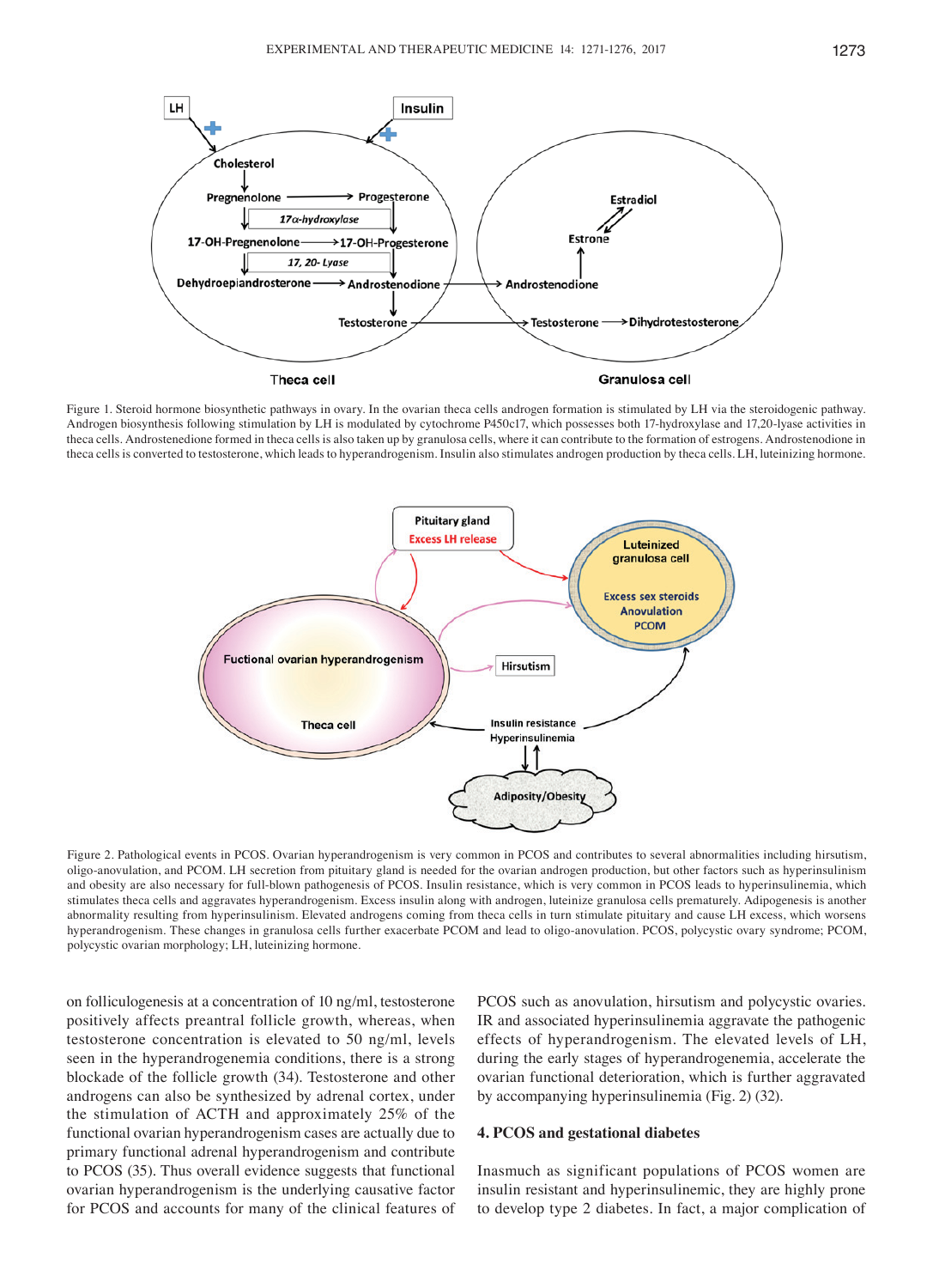Figure 1. Steroid hormone biosynthetic pathways in ovary. In the ovarian theca cells androgen formation is stimulated by LH via the steroidogenic pathway. Androgen biosynthesis following stimulation by LH is modulated by cytochrome P450c17, which possesses both 17-hydroxylase and 17,20-lyase activities in theca cells. Androstenedione formed in theca cells is also taken up by granulosa cells, where it can contribute to the formation of estrogens. Androstenodione in theca cells is converted to testosterone, which leads to hyperandrogenism. Insulin also stimulates androgen production by theca cells. LH, luteinizing hormone.

Figure 2. Pathological events in PCOS. Ovarian hyperandrogenism is very common in PCOS and contributes to several abnormalities including hirsutism, oligo-anovulation, and PCOM. LH secretion from pituitary gland is needed for the ovarian androgen production, but other factors such as hyperinsulinism and obesity are also necessary for full-blown pathogenesis of PCOS. Insulin resistance, which is very common in PCOS leads to hyperinsulinemia, which stimulates theca cells and aggravates hyperandrogenism. Excess insulin along with androgen, luteinize granulosa cells prematurely. Adipogenesis is another abnormality resulting from hyperinsulinism. Elevated androgens coming from theca cells in turn stimulate pituitary and cause LH excess, which worsens hyperandrogenism. These changes in granulosa cells further exacerbate PCOM and lead to oligo-anovulation. PCOS, polycystic ovary syndrome; PCOM, polycystic ovarian morphology; LH, luteinizing hormone.

on folliculogenesis at a concentration of 10 ng/ml, testosterone positively affects preantral follicle growth, whereas, when testosterone concentration is elevated to 50 ng/ml, levels seen in the hyperandrogenemia conditions, there is a strong blockade of the follicle growth (34). Testosterone and other androgens can also be synthesized by adrenal cortex, under the stimulation of ACTH and approximately 25% of the functional ovarian hyperandrogenism cases are actually due to primary functional adrenal hyperandrogenism and contribute to PCOS (35). Thus overall evidence suggests that functional ovarian hyperandrogenism is the underlying causative factor for PCOS and accounts for many of the clinical features of PCOS such as anovulation, hirsutism and polycystic ovaries. IR and associated hyperinsulinemia aggravate the pathogenic effects of hyperandrogenism. The elevated levels of LH, during the early stages of hyperandrogenemia, accelerate the ovarian functional deterioration, which is further aggravated by accompanying hyperinsulinemia (Fig. 2) (32).

## 4. PCOS and gestational diabetes

Inasmuch as significant populations of PCOS women are insulin resistant and hyperinsulinemic, they are highly prone to develop type 2 diabetes. In fact, a major complication of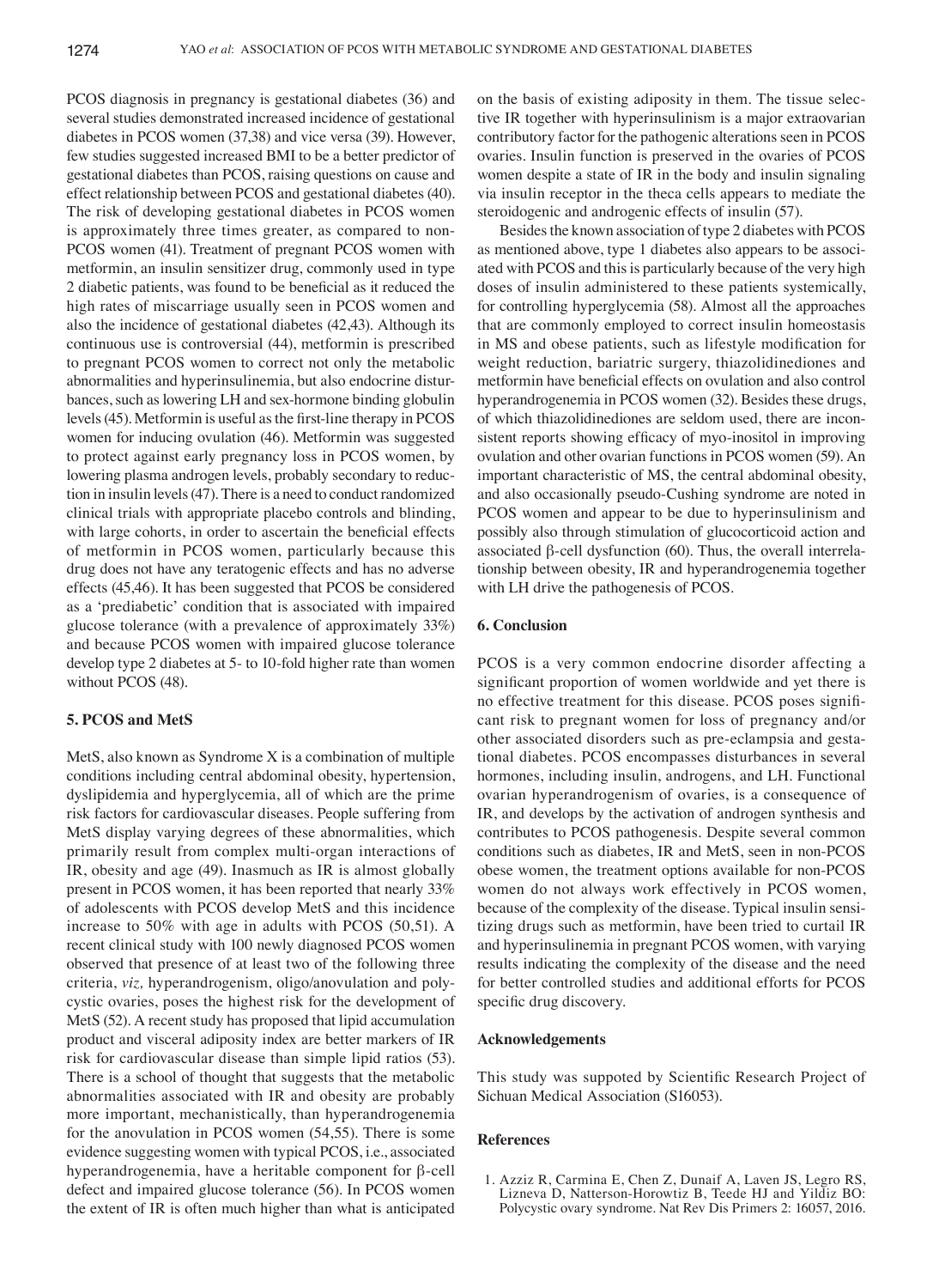PCOS diagnosis in pregnancy is gestational diabetes (36) and several studies demonstrated increased incidence of gestational diabetes in PCOS women (37,38) and vice versa (39). However, few studies suggested increased BMI to be a better predictor of gestational diabetes than PCOS, raising questions on cause and effect relationship between PCOS and gestational diabetes (40). The risk of developing gestational diabetes in PCOS women is approximately three times greater, as compared to non-PCOS women (41). Treatment of pregnant PCOS women with metformin, an insulin sensitizer drug, commonly used in type 2 diabetic patients, was found to be beneficial as it reduced the high rates of miscarriage usually seen in PCOS women and also the incidence of gestational diabetes (42,43). Although its continuous use is controversial (44), metformin is prescribed to pregnant PCOS women to correct not only the metabolic abnormalities and hyperinsulinemia, but also endocrine disturbances, such as lowering LH and sex-hormone binding globulin levels (45). Metformin is useful as the first-line therapy in PCOS women for inducing ovulation (46). Metformin was suggested to protect against early pregnancy loss in PCOS women, by lowering plasma androgen levels, probably secondary to reduction in insulin levels (47). There is a need to conduct randomized clinical trials with appropriate placebo controls and blinding, with large cohorts, in order to ascertain the beneficial effects of metformin in PCOS women, particularly because this drug does not have any teratogenic effects and has no adverse effects (45,46). It has been suggested that PCOS be considered as a 'prediabetic' condition that is associated with impaired glucose tolerance (with a prevalence of approximately 33%) and because PCOS women with impaired glucose tolerance develop type 2 diabetes at 5- to 10-fold higher rate than women without PCOS (48).

## 5. PCOS and MetS

MetS, also known as Syndrome X is a combination of multiple conditions including central abdominal obesity, hypertension, dyslipidemia and hyperglycemia, all of which are the prime risk factors for cardiovascular diseases. People suffering from MetS display varying degrees of these abnormalities, which primarily result from complex multi-organ interactions of IR, obesity and age (49). Inasmuch as IR is almost globally present in PCOS women, it has been reported that nearly 33% of adolescents with PCOS develop MetS and this incidence increase to 50% with age in adults with PCOS (50,51). A recent clinical study with 100 newly diagnosed PCOS women observed that presence of at least two of the following three criteria, *viz,* hyperandrogenism, oligo/anovulation and polycystic ovaries, poses the highest risk for the development of MetS (52). A recent study has proposed that lipid accumulation product and visceral adiposity index are better markers of IR risk for cardiovascular disease than simple lipid ratios (53). There is a school of thought that suggests that the metabolic abnormalities associated with IR and obesity are probably more important, mechanistically, than hyperandrogenemia for the anovulation in PCOS women (54,55). There is some evidence suggesting women with typical PCOS, i.e., associated hyperandrogenemia, have a heritable component for β-cell defect and impaired glucose tolerance (56). In PCOS women the extent of IR is often much higher than what is anticipated on the basis of existing adiposity in them. The tissue selective IR together with hyperinsulinism is a major extraovarian contributory factor for the pathogenic alterations seen in PCOS ovaries. Insulin function is preserved in the ovaries of PCOS women despite a state of IR in the body and insulin signaling via insulin receptor in the theca cells appears to mediate the steroidogenic and androgenic effects of insulin (57).

Besides the known association of type 2 diabetes with PCOS as mentioned above, type 1 diabetes also appears to be associated with PCOS and this is particularly because of the very high doses of insulin administered to these patients systemically, for controlling hyperglycemia (58). Almost all the approaches that are commonly employed to correct insulin homeostasis in MS and obese patients, such as lifestyle modification for weight reduction, bariatric surgery, thiazolidinediones and metformin have beneficial effects on ovulation and also control hyperandrogenemia in PCOS women (32). Besides these drugs, of which thiazolidinediones are seldom used, there are inconsistent reports showing efficacy of myo-inositol in improving ovulation and other ovarian functions in PCOS women (59). An important characteristic of MS, the central abdominal obesity, and also occasionally pseudo-Cushing syndrome are noted in PCOS women and appear to be due to hyperinsulinism and possibly also through stimulation of glucocorticoid action and associated β-cell dysfunction (60). Thus, the overall interrelationship between obesity, IR and hyperandrogenemia together with LH drive the pathogenesis of PCOS.

## 6. Conclusion

PCOS is a very common endocrine disorder affecting a significant proportion of women worldwide and yet there is no effective treatment for this disease. PCOS poses significant risk to pregnant women for loss of pregnancy and/or other associated disorders such as pre-eclampsia and gestational diabetes. PCOS encompasses disturbances in several hormones, including insulin, androgens, and LH. Functional ovarian hyperandrogenism of ovaries, is a consequence of IR, and develops by the activation of androgen synthesis and contributes to PCOS pathogenesis. Despite several common conditions such as diabetes, IR and MetS, seen in non-PCOS obese women, the treatment options available for non-PCOS women do not always work effectively in PCOS women, because of the complexity of the disease. Typical insulin sensitizing drugs such as metformin, have been tried to curtail IR and hyperinsulinemia in pregnant PCOS women, with varying results indicating the complexity of the disease and the need for better controlled studies and additional efforts for PCOS specific drug discovery.

## Acknowledgements

This study was suppoted by Scientific Research Project of Sichuan Medical Association (S16053).

## References

1. Azziz R, Carmina E, Chen Z, Dunaif A, Laven JS, Legro RS, Lizneva D, Natterson-Horowtiz B, Teede HJ and Yildiz BO: Polycystic ovary syndrome. Nat Rev Dis Primers 2: 16057, 2016.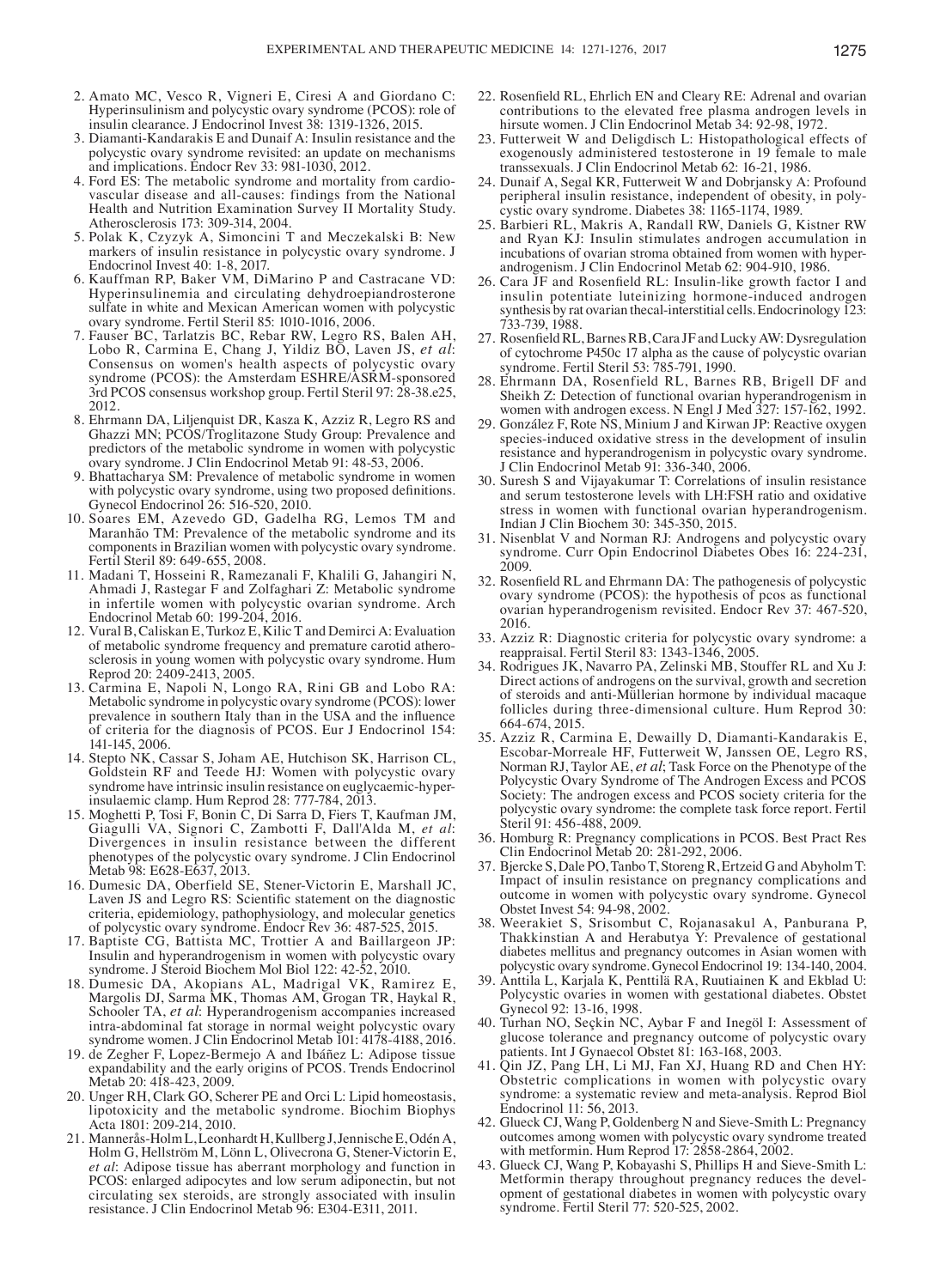2. Amato MC, Vesco R, Vigneri E, Ciresi A and Giordano C: Hyperinsulinism and polycystic ovary syndrome (PCOS): role of insulin clearance. J Endocrinol Invest 38: 1319-1326, 2015.
3. Diamanti-Kandarakis E and Dunaif A: Insulin resistance and the polycystic ovary syndrome revisited: an update on mechanisms and implications. Endocr Rev 33: 981-1030, 2012.
4. Ford ES: The metabolic syndrome and mortality from cardiovascular disease and all-causes: findings from the National Health and Nutrition Examination Survey II Mortality Study. Atherosclerosis 173: 309-314, 2004.
5. Polak K, Czyzyk A, Simoncini T and Meczekalski B: New markers of insulin resistance in polycystic ovary syndrome. J Endocrinol Invest 40: 1-8, 2017.
6. Kauffman RP, Baker VM, DiMarino P and Castracane VD: Hyperinsulinemia and circulating dehydroepiandrosterone sulfate in white and Mexican American women with polycystic ovary syndrome. Fertil Steril 85: 1010-1016, 2006.
7. Fauser BC, Tarlatzis BC, Rebar RW, Legro RS, Balen AH, Lobo R, Carmina E, Chang J, Yildiz BO, Laven JS, *et al*: Consensus on women's health aspects of polycystic ovary syndrome (PCOS): the Amsterdam ESHRE/ASRM-sponsored 3rd PCOS consensus workshop group. Fertil Steril 97: 28-38.e25, 2012.
8. Ehrmann DA, Liljenquist DR, Kasza K, Azziz R, Legro RS and Ghazzi MN; PCOS/Troglitazone Study Group: Prevalence and predictors of the metabolic syndrome in women with polycystic ovary syndrome. J Clin Endocrinol Metab 91: 48-53, 2006.
9. Bhattacharya SM: Prevalence of metabolic syndrome in women with polycystic ovary syndrome, using two proposed definitions. Gynecol Endocrinol 26: 516-520, 2010.
10. Soares EM, Azevedo GD, Gadelha RG, Lemos TM and Maranhão TM: Prevalence of the metabolic syndrome and its components in Brazilian women with polycystic ovary syndrome. Fertil Steril 89: 649-655, 2008.
11. Madani T, Hosseini R, Ramezanali F, Khalili G, Jahangiri N, Ahmadi J, Rastegar F and Zolfaghari Z: Metabolic syndrome in infertile women with polycystic ovarian syndrome. Arch Endocrinol Metab 60: 199-204, 2016.
12. Vural B, Caliskan E, Turkoz E, Kilic T and Demirci A: Evaluation of metabolic syndrome frequency and premature carotid atherosclerosis in young women with polycystic ovary syndrome. Hum Reprod 20: 2409-2413, 2005.
13. Carmina E, Napoli N, Longo RA, Rini GB and Lobo RA: Metabolic syndrome in polycystic ovary syndrome (PCOS): lower prevalence in southern Italy than in the USA and the influence of criteria for the diagnosis of PCOS. Eur J Endocrinol 154: 141-145, 2006.
14. Stepto NK, Cassar S, Joham AE, Hutchison SK, Harrison CL, Goldstein RF and Teede HJ: Women with polycystic ovary syndrome have intrinsic insulin resistance on euglycaemic-hyperinsulaemic clamp. Hum Reprod 28: 777-784, 2013.
15. Moghetti P, Tosi F, Bonin C, Di Sarra D, Fiers T, Kaufman JM, Giagulli VA, Signori C, Zambotti F, Dall'Alda M, *et al*: Divergences in insulin resistance between the different phenotypes of the polycystic ovary syndrome. J Clin Endocrinol Metab 98: E628-E637, 2013.
16. Dumesic DA, Oberfield SE, Stener-Victorin E, Marshall JC, Laven JS and Legro RS: Scientific statement on the diagnostic criteria, epidemiology, pathophysiology, and molecular genetics of polycystic ovary syndrome. Endocr Rev 36: 487-525, 2015.
17. Baptiste CG, Battista MC, Trottier A and Baillargeon JP: Insulin and hyperandrogenism in women with polycystic ovary syndrome. J Steroid Biochem Mol Biol 122: 42-52, 2010.
18. Dumesic DA, Akopians AL, Madrigal VK, Ramirez E, Margolis DJ, Sarma MK, Thomas AM, Grogan TR, Haykal R, Schooler TA, *et al*: Hyperandrogenism accompanies increased intra-abdominal fat storage in normal weight polycystic ovary syndrome women. J Clin Endocrinol Metab 101: 4178-4188, 2016.
19. de Zegher F, Lopez-Bermejo A and Ibáñez L: Adipose tissue expandability and the early origins of PCOS. Trends Endocrinol Metab 20: 418-423, 2009.
20. Unger RH, Clark GO, Scherer PE and Orci L: Lipid homeostasis, lipotoxicity and the metabolic syndrome. Biochim Biophys Acta 1801: 209-214, 2010.
21. Mannerås-Holm L, Leonhardt H, Kullberg J, Jennische E, Odén A, Holm G, Hellström M, Lönn L, Olivecrona G, Stener-Victorin E, *et al*: Adipose tissue has aberrant morphology and function in PCOS: enlarged adipocytes and low serum adiponectin, but not circulating sex steroids, are strongly associated with insulin resistance. J Clin Endocrinol Metab 96: E304-E311, 2011.
22. Rosenfield RL, Ehrlich EN and Cleary RE: Adrenal and ovarian contributions to the elevated free plasma androgen levels in hirsute women. J Clin Endocrinol Metab 34: 92-98, 1972.
23. Futterweit W and Deligdisch L: Histopathological effects of exogenously administered testosterone in 19 female to male transsexuals. J Clin Endocrinol Metab 62: 16-21, 1986.
24. Dunaif A, Segal KR, Futterweit W and Dobrjansky A: Profound peripheral insulin resistance, independent of obesity, in polycystic ovary syndrome. Diabetes 38: 1165-1174, 1989.
25. Barbieri RL, Makris A, Randall RW, Daniels G, Kistner RW and Ryan KJ: Insulin stimulates androgen accumulation in incubations of ovarian stroma obtained from women with hyperandrogenism. J Clin Endocrinol Metab 62: 904-910, 1986.
26. Cara JF and Rosenfield RL: Insulin-like growth factor I and insulin potentiate luteinizing hormone-induced androgen synthesis by rat ovarian thecal-interstitial cells. Endocrinology 123: 733-739, 1988.
27. Rosenfield RL, Barnes RB, Cara JF and Lucky AW: Dysregulation of cytochrome P450c 17 alpha as the cause of polycystic ovarian syndrome. Fertil Steril 53: 785-791, 1990.
28. Ehrmann DA, Rosenfield RL, Barnes RB, Brigell DF and Sheikh Z: Detection of functional ovarian hyperandrogenism in women with androgen excess. N Engl J Med 327: 157-162, 1992.
29. González F, Rote NS, Minium J and Kirwan JP: Reactive oxygen species-induced oxidative stress in the development of insulin resistance and hyperandrogenism in polycystic ovary syndrome. J Clin Endocrinol Metab 91: 336-340, 2006.
30. Suresh S and Vijayakumar T: Correlations of insulin resistance and serum testosterone levels with LH:FSH ratio and oxidative stress in women with functional ovarian hyperandrogenism. Indian J Clin Biochem 30: 345-350, 2015.
31. Nisenblat V and Norman RJ: Androgens and polycystic ovary syndrome. Curr Opin Endocrinol Diabetes Obes 16: 224-231, 2009.
32. Rosenfield RL and Ehrmann DA: The pathogenesis of polycystic ovary syndrome (PCOS): the hypothesis of pcos as functional ovarian hyperandrogenism revisited. Endocr Rev 37: 467-520, 2016.
33. Azziz R: Diagnostic criteria for polycystic ovary syndrome: a reappraisal. Fertil Steril 83: 1343-1346, 2005.
34. Rodrigues JK, Navarro PA, Zelinski MB, Stouffer RL and Xu J: Direct actions of androgens on the survival, growth and secretion of steroids and anti-Müllerian hormone by individual macaque follicles during three-dimensional culture. Hum Reprod 30: 664-674, 2015.
35. Azziz R, Carmina E, Dewailly D, Diamanti-Kandarakis E, Escobar-Morreale HF, Futterweit W, Janssen OE, Legro RS, Norman RJ, Taylor AE, *et al*; Task Force on the Phenotype of the Polycystic Ovary Syndrome of The Androgen Excess and PCOS Society: The androgen excess and PCOS society criteria for the polycystic ovary syndrome: the complete task force report. Fertil Steril 91: 456-488, 2009.
36. Homburg R: Pregnancy complications in PCOS. Best Pract Res Clin Endocrinol Metab 20: 281-292, 2006.
37. Bjercke S, Dale PO, Tanbo T, Storeng R, Ertzeid G and Abyholm T: Impact of insulin resistance on pregnancy complications and outcome in women with polycystic ovary syndrome. Gynecol Obstet Invest 54: 94-98, 2002.
38. Weerakiet S, Srisombut C, Rojanasakul A, Panburana P, Thakkinstian A and Herabutya Y: Prevalence of gestational diabetes mellitus and pregnancy outcomes in Asian women with polycystic ovary syndrome. Gynecol Endocrinol 19: 134-140, 2004.
39. Anttila L, Karjala K, Penttilä RA, Ruutiainen K and Ekblad U: Polycystic ovaries in women with gestational diabetes. Obstet Gynecol 92: 13-16, 1998.
40. Turhan NO, Seçkin NC, Aybar F and Inegöl I: Assessment of glucose tolerance and pregnancy outcome of polycystic ovary patients. Int J Gynaecol Obstet 81: 163-168, 2003.
41. Qin JZ, Pang LH, Li MJ, Fan XJ, Huang RD and Chen HY: Obstetric complications in women with polycystic ovary syndrome: a systematic review and meta-analysis. Reprod Biol Endocrinol 11: 56, 2013.
42. Glueck CJ, Wang P, Goldenberg N and Sieve-Smith L: Pregnancy outcomes among women with polycystic ovary syndrome treated with metformin. Hum Reprod 17: 2858-2864, 2002.
43. Glueck CJ, Wang P, Kobayashi S, Phillips H and Sieve-Smith L: Metformin therapy throughout pregnancy reduces the development of gestational diabetes in women with polycystic ovary syndrome. Fertil Steril 77: 520-525, 2002.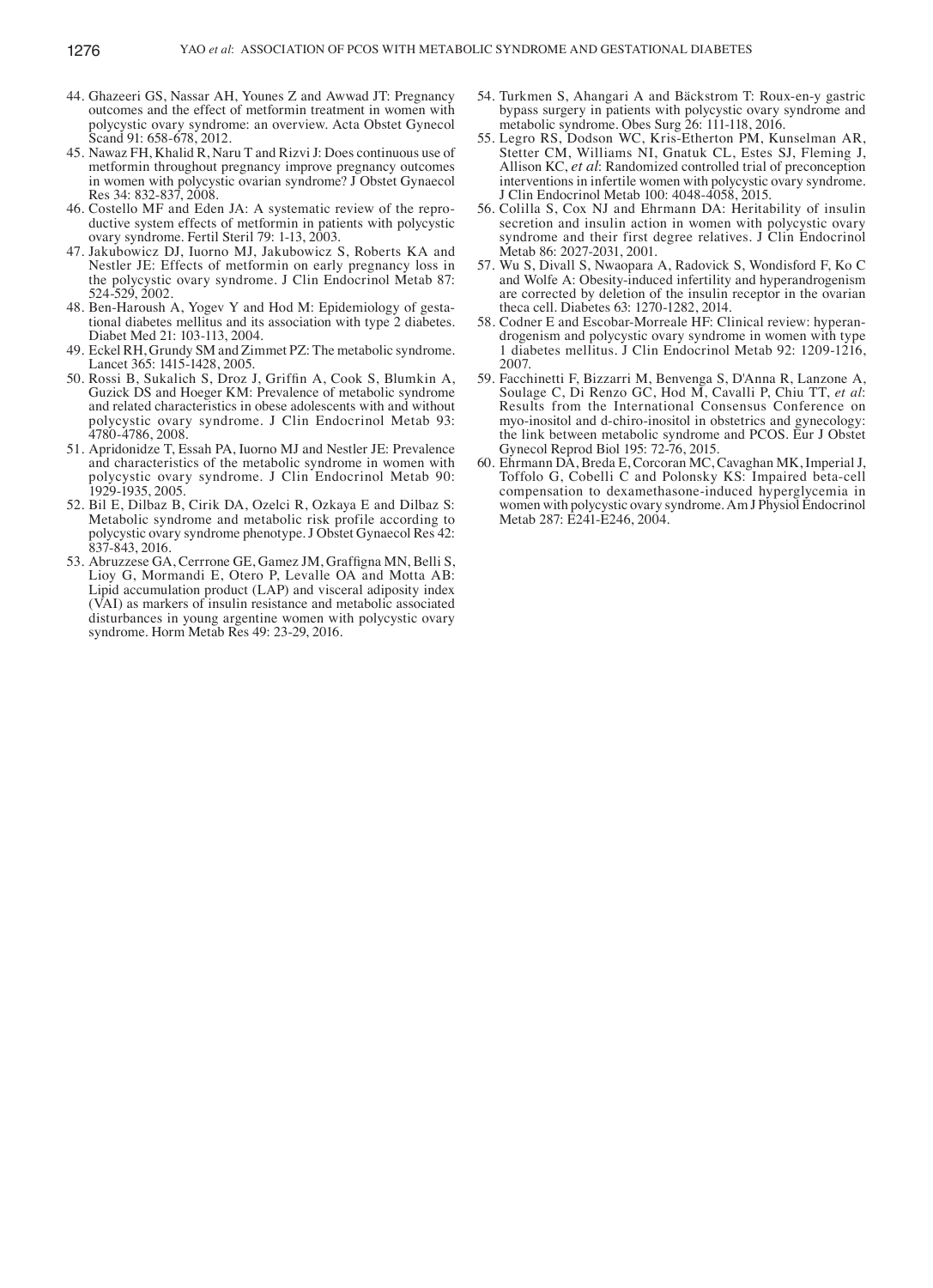44. Ghazeeri GS, Nassar AH, Younes Z and Awwad JT: Pregnancy outcomes and the effect of metformin treatment in women with polycystic ovary syndrome: an overview. Acta Obstet Gynecol Scand 91: 658-678, 2012.
45. Nawaz FH, Khalid R, Naru T and Rizvi J: Does continuous use of metformin throughout pregnancy improve pregnancy outcomes in women with polycystic ovarian syndrome? J Obstet Gynaecol Res 34: 832-837, 2008.
46. Costello MF and Eden JA: A systematic review of the reproductive system effects of metformin in patients with polycystic ovary syndrome. Fertil Steril 79: 1-13, 2003.
47. Jakubowicz DJ, Iuorno MJ, Jakubowicz S, Roberts KA and Nestler JE: Effects of metformin on early pregnancy loss in the polycystic ovary syndrome. J Clin Endocrinol Metab 87: 524-529, 2002.
48. Ben-Haroush A, Yogev Y and Hod M: Epidemiology of gestational diabetes mellitus and its association with type 2 diabetes. Diabet Med 21: 103-113, 2004.
49. Eckel RH, Grundy SM and Zimmet PZ: The metabolic syndrome. Lancet 365: 1415-1428, 2005.
50. Rossi B, Sukalich S, Droz J, Griffin A, Cook S, Blumkin A, Guzick DS and Hoeger KM: Prevalence of metabolic syndrome and related characteristics in obese adolescents with and without polycystic ovary syndrome. J Clin Endocrinol Metab 93: 4780-4786, 2008.
51. Apridonidze T, Essah PA, Iuorno MJ and Nestler JE: Prevalence and characteristics of the metabolic syndrome in women with polycystic ovary syndrome. J Clin Endocrinol Metab 90: 1929-1935, 2005.
52. Bil E, Dilbaz B, Cirik DA, Ozelci R, Ozkaya E and Dilbaz S: Metabolic syndrome and metabolic risk profile according to polycystic ovary syndrome phenotype. J Obstet Gynaecol Res 42: 837-843, 2016.
53. Abruzzese GA, Cerrrone GE, Gamez JM, Graffigna MN, Belli S, Lioy G, Mormandi E, Otero P, Levalle OA and Motta AB: Lipid accumulation product (LAP) and visceral adiposity index (VAI) as markers of insulin resistance and metabolic associated disturbances in young argentine women with polycystic ovary syndrome. Horm Metab Res 49: 23-29, 2016.
54. Turkmen S, Ahangari A and Bäckstrom T: Roux-en-y gastric bypass surgery in patients with polycystic ovary syndrome and metabolic syndrome. Obes Surg 26: 111-118, 2016.
55. Legro RS, Dodson WC, Kris-Etherton PM, Kunselman AR, Stetter CM, Williams NI, Gnatuk CL, Estes SJ, Fleming J, Allison KC, *et al*: Randomized controlled trial of preconception interventions in infertile women with polycystic ovary syndrome. J Clin Endocrinol Metab 100: 4048-4058, 2015.
56. Colilla S, Cox NJ and Ehrmann DA: Heritability of insulin secretion and insulin action in women with polycystic ovary syndrome and their first degree relatives. J Clin Endocrinol Metab 86: 2027-2031, 2001.
57. Wu S, Divall S, Nwaopara A, Radovick S, Wondisford F, Ko C and Wolfe A: Obesity-induced infertility and hyperandrogenism are corrected by deletion of the insulin receptor in the ovarian theca cell. Diabetes 63: 1270-1282, 2014.
58. Codner E and Escobar-Morreale HF: Clinical review: hyperandrogenism and polycystic ovary syndrome in women with type 1 diabetes mellitus. J Clin Endocrinol Metab 92: 1209-1216, 2007.
59. Facchinetti F, Bizzarri M, Benvenga S, D'Anna R, Lanzone A, Soulage C, Di Renzo GC, Hod M, Cavalli P, Chiu TT, *et al*: Results from the International Consensus Conference on myo-inositol and d-chiro-inositol in obstetrics and gynecology: the link between metabolic syndrome and PCOS. Eur J Obstet Gynecol Reprod Biol 195: 72-76, 2015.
60. Ehrmann DA, Breda E, Corcoran MC, Cavaghan MK, Imperial J, Toffolo G, Cobelli C and Polonsky KS: Impaired beta-cell compensation to dexamethasone-induced hyperglycemia in women with polycystic ovary syndrome. Am J Physiol Endocrinol Metab 287: E241-E246, 2004.